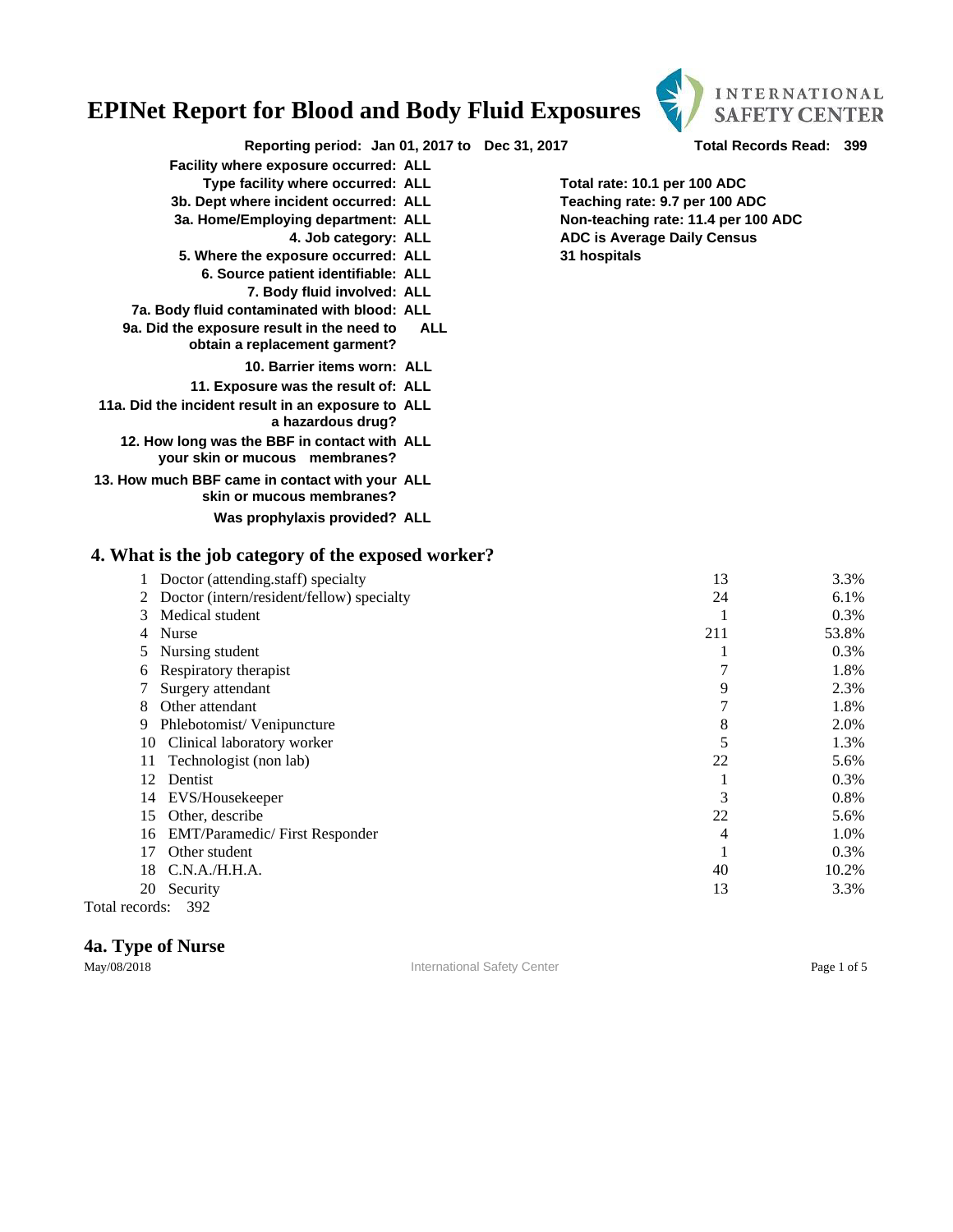# EPINet Report for Blood and Body Fluid Exposures

INTERNATIONAL SAFETY CENTER

**Reporting period: Jan 01, 2017 to Dec 31, 2017** **Total Records Read: 399**

| | |
|---|---|
| **Facility where exposure occurred:** | **ALL** |
| **Type facility where occurred:** | **ALL** |
| **3b. Dept where incident occurred:** | **ALL** |
| **3a. Home/Employing department:** | **ALL** |
| **4. Job category:** | **ALL** |
| **5. Where the exposure occurred:** | **ALL** |
| **6. Source patient identifiable:** | **ALL** |
| **7. Body fluid involved:** | **ALL** |
| **7a. Body fluid contaminated with blood:** | **ALL** |
| **9a. Did the exposure result in the need to obtain a replacement garment?** | **ALL** |
| **10. Barrier items worn:** | **ALL** |
| **11. Exposure was the result of:** | **ALL** |
| **11a. Did the incident result in an exposure to a hazardous drug?** | **ALL** |
| **12. How long was the BBF in contact with your skin or mucous membranes?** | **ALL** |
| **13. How much BBF came in contact with your skin or mucous membranes?** | **ALL** |
| **Was prophylaxis provided?** | **ALL** |

**Total rate: 10.1 per 100 ADC**
**Teaching rate: 9.7 per 100 ADC**
**Non-teaching rate: 11.4 per 100 ADC**
**ADC is Average Daily Census**
**31 hospitals**

## 4. What is the job category of the exposed worker?

| | Job category | Count | Percent |
|---|---|---|---|
| 1 | Doctor (attending.staff) specialty | 13 | 3.3% |
| 2 | Doctor (intern/resident/fellow) specialty | 24 | 6.1% |
| 3 | Medical student | 1 | 0.3% |
| 4 | Nurse | 211 | 53.8% |
| 5 | Nursing student | 1 | 0.3% |
| 6 | Respiratory therapist | 7 | 1.8% |
| 7 | Surgery attendant | 9 | 2.3% |
| 8 | Other attendant | 7 | 1.8% |
| 9 | Phlebotomist/ Venipuncture | 8 | 2.0% |
| 10 | Clinical laboratory worker | 5 | 1.3% |
| 11 | Technologist (non lab) | 22 | 5.6% |
| 12 | Dentist | 1 | 0.3% |
| 14 | EVS/Housekeeper | 3 | 0.8% |
| 15 | Other, describe | 22 | 5.6% |
| 16 | EMT/Paramedic/ First Responder | 4 | 1.0% |
| 17 | Other student | 1 | 0.3% |
| 18 | C.N.A./H.H.A. | 40 | 10.2% |
| 20 | Security | 13 | 3.3% |

Total records: 392

## 4a. Type of Nurse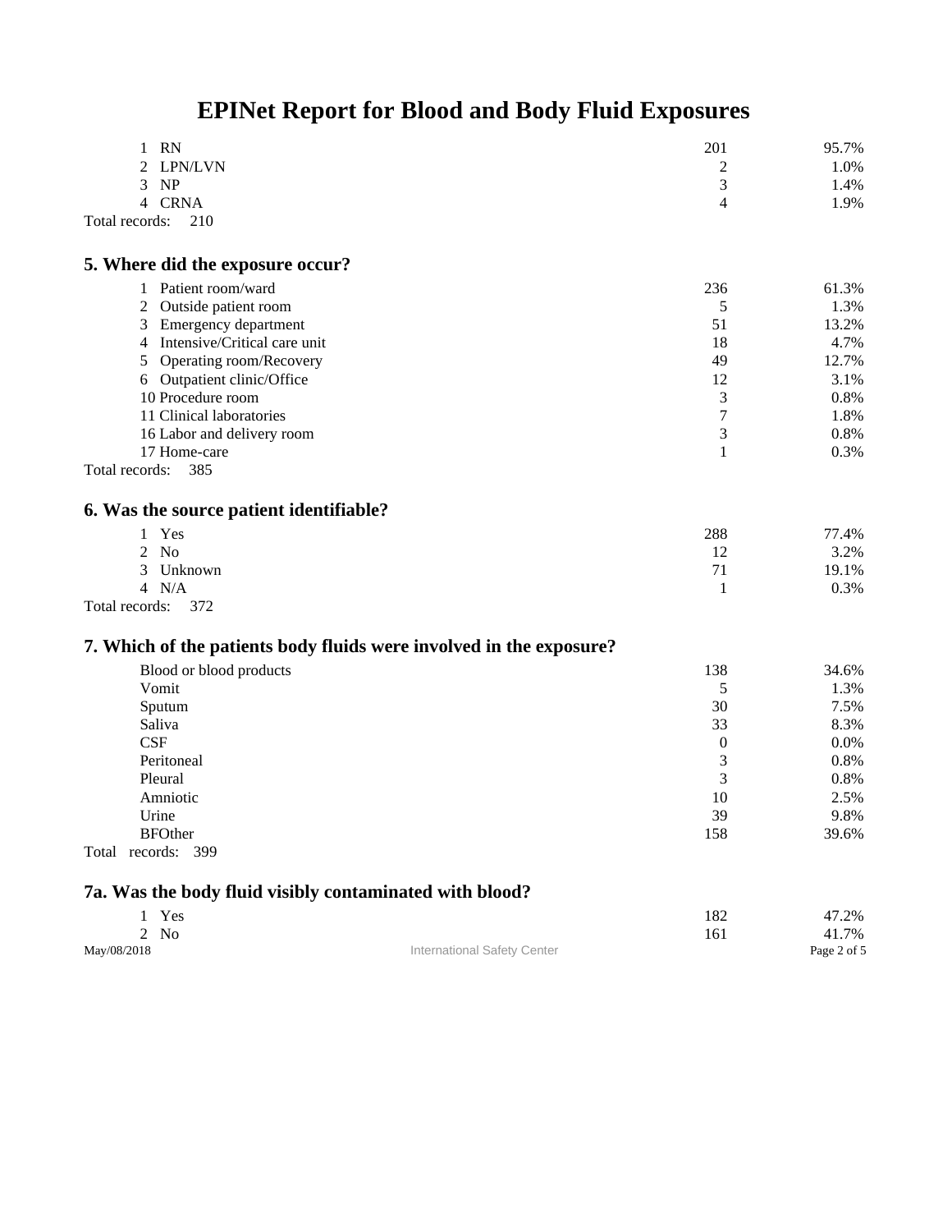# EPINet Report for Blood and Body Fluid Exposures

| | | |
|---|---|---|
| 1 RN | 201 | 95.7% |
| 2 LPN/LVN | 2 | 1.0% |
| 3 NP | 3 | 1.4% |
| 4 CRNA | 4 | 1.9% |

Total records: 210

## 5. Where did the exposure occur?

| | | |
|---|---|---|
| 1 Patient room/ward | 236 | 61.3% |
| 2 Outside patient room | 5 | 1.3% |
| 3 Emergency department | 51 | 13.2% |
| 4 Intensive/Critical care unit | 18 | 4.7% |
| 5 Operating room/Recovery | 49 | 12.7% |
| 6 Outpatient clinic/Office | 12 | 3.1% |
| 10 Procedure room | 3 | 0.8% |
| 11 Clinical laboratories | 7 | 1.8% |
| 16 Labor and delivery room | 3 | 0.8% |
| 17 Home-care | 1 | 0.3% |

Total records: 385

## 6. Was the source patient identifiable?

| | | |
|---|---|---|
| 1 Yes | 288 | 77.4% |
| 2 No | 12 | 3.2% |
| 3 Unknown | 71 | 19.1% |
| 4 N/A | 1 | 0.3% |

Total records: 372

## 7. Which of the patients body fluids were involved in the exposure?

| | | |
|---|---|---|
| Blood or blood products | 138 | 34.6% |
| Vomit | 5 | 1.3% |
| Sputum | 30 | 7.5% |
| Saliva | 33 | 8.3% |
| CSF | 0 | 0.0% |
| Peritoneal | 3 | 0.8% |
| Pleural | 3 | 0.8% |
| Amniotic | 10 | 2.5% |
| Urine | 39 | 9.8% |
| BFOther | 158 | 39.6% |

Total records: 399

## 7a. Was the body fluid visibly contaminated with blood?

| | | |
|---|---|---|
| 1 Yes | 182 | 47.2% |
| 2 No | 161 | 41.7% |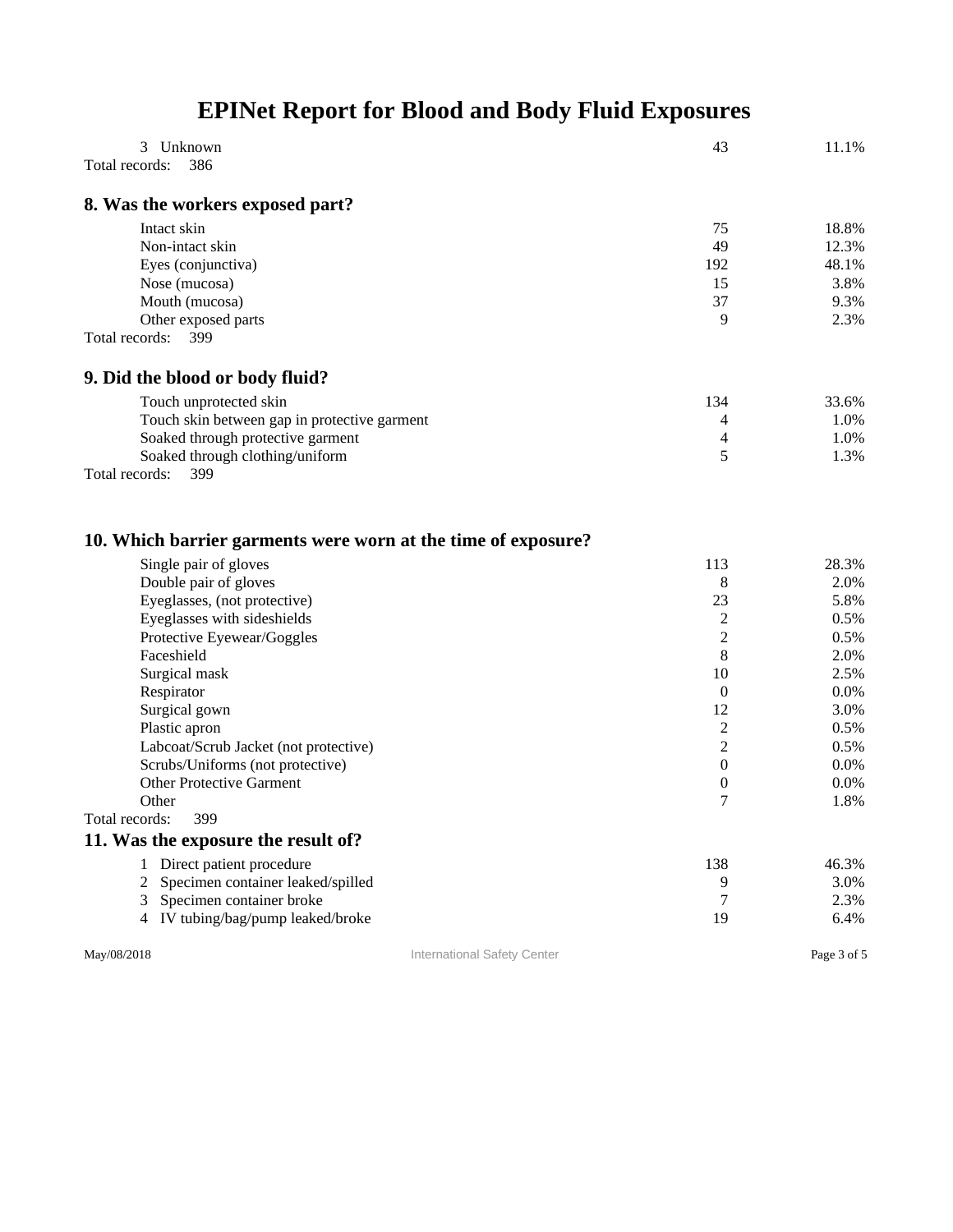# EPINet Report for Blood and Body Fluid Exposures

| | | |
|---|---|---|
| 3 Unknown | 43 | 11.1% |

Total records: 386

## 8. Was the workers exposed part?

| | | |
|---|---|---|
| Intact skin | 75 | 18.8% |
| Non-intact skin | 49 | 12.3% |
| Eyes (conjunctiva) | 192 | 48.1% |
| Nose (mucosa) | 15 | 3.8% |
| Mouth (mucosa) | 37 | 9.3% |
| Other exposed parts | 9 | 2.3% |

Total records: 399

## 9. Did the blood or body fluid?

| | | |
|---|---|---|
| Touch unprotected skin | 134 | 33.6% |
| Touch skin between gap in protective garment | 4 | 1.0% |
| Soaked through protective garment | 4 | 1.0% |
| Soaked through clothing/uniform | 5 | 1.3% |

Total records: 399

## 10. Which barrier garments were worn at the time of exposure?

| | | |
|---|---|---|
| Single pair of gloves | 113 | 28.3% |
| Double pair of gloves | 8 | 2.0% |
| Eyeglasses, (not protective) | 23 | 5.8% |
| Eyeglasses with sideshields | 2 | 0.5% |
| Protective Eyewear/Goggles | 2 | 0.5% |
| Faceshield | 8 | 2.0% |
| Surgical mask | 10 | 2.5% |
| Respirator | 0 | 0.0% |
| Surgical gown | 12 | 3.0% |
| Plastic apron | 2 | 0.5% |
| Labcoat/Scrub Jacket (not protective) | 2 | 0.5% |
| Scrubs/Uniforms (not protective) | 0 | 0.0% |
| Other Protective Garment | 0 | 0.0% |
| Other | 7 | 1.8% |

Total records: 399

## 11. Was the exposure the result of?

| | | |
|---|---|---|
| 1 Direct patient procedure | 138 | 46.3% |
| 2 Specimen container leaked/spilled | 9 | 3.0% |
| 3 Specimen container broke | 7 | 2.3% |
| 4 IV tubing/bag/pump leaked/broke | 19 | 6.4% |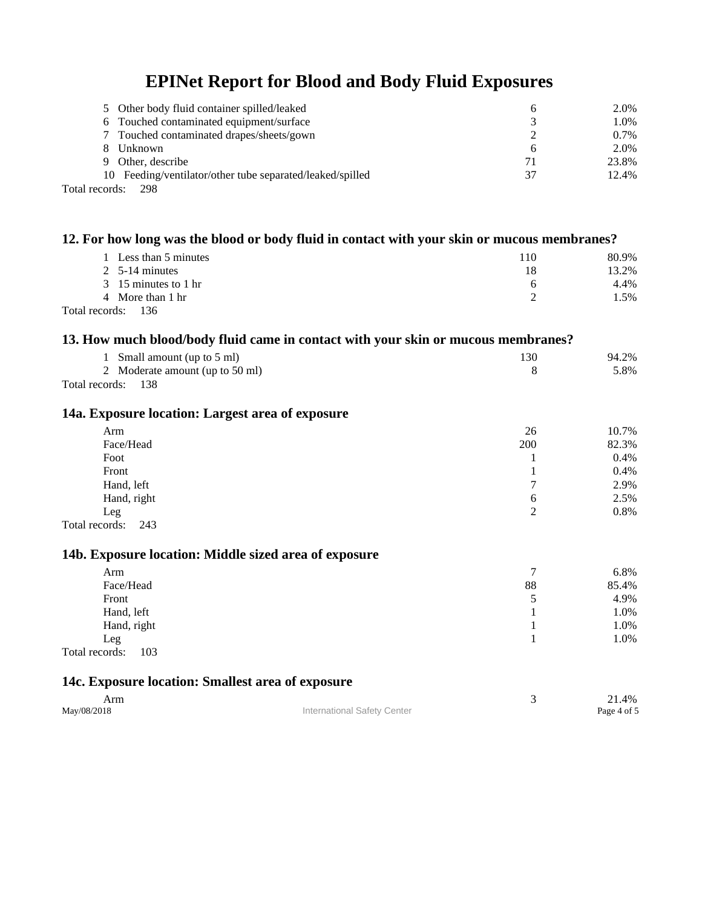# EPINet Report for Blood and Body Fluid Exposures

| | | |
|---|---|---|
| 5 Other body fluid container spilled/leaked | 6 | 2.0% |
| 6 Touched contaminated equipment/surface | 3 | 1.0% |
| 7 Touched contaminated drapes/sheets/gown | 2 | 0.7% |
| 8 Unknown | 6 | 2.0% |
| 9 Other, describe | 71 | 23.8% |
| 10 Feeding/ventilator/other tube separated/leaked/spilled | 37 | 12.4% |

Total records: 298

### 12. For how long was the blood or body fluid in contact with your skin or mucous membranes?

| | | |
|---|---|---|
| 1 Less than 5 minutes | 110 | 80.9% |
| 2 5-14 minutes | 18 | 13.2% |
| 3 15 minutes to 1 hr | 6 | 4.4% |
| 4 More than 1 hr | 2 | 1.5% |

Total records: 136

### 13. How much blood/body fluid came in contact with your skin or mucous membranes?

| | | |
|---|---|---|
| 1 Small amount (up to 5 ml) | 130 | 94.2% |
| 2 Moderate amount (up to 50 ml) | 8 | 5.8% |

Total records: 138

### 14a. Exposure location: Largest area of exposure

| | | |
|---|---|---|
| Arm | 26 | 10.7% |
| Face/Head | 200 | 82.3% |
| Foot | 1 | 0.4% |
| Front | 1 | 0.4% |
| Hand, left | 7 | 2.9% |
| Hand, right | 6 | 2.5% |
| Leg | 2 | 0.8% |

Total records: 243

### 14b. Exposure location: Middle sized area of exposure

| | | |
|---|---|---|
| Arm | 7 | 6.8% |
| Face/Head | 88 | 85.4% |
| Front | 5 | 4.9% |
| Hand, left | 1 | 1.0% |
| Hand, right | 1 | 1.0% |
| Leg | 1 | 1.0% |

Total records: 103

### 14c. Exposure location: Smallest area of exposure

| | | |
|---|---|---|
| Arm | 3 | 21.4% |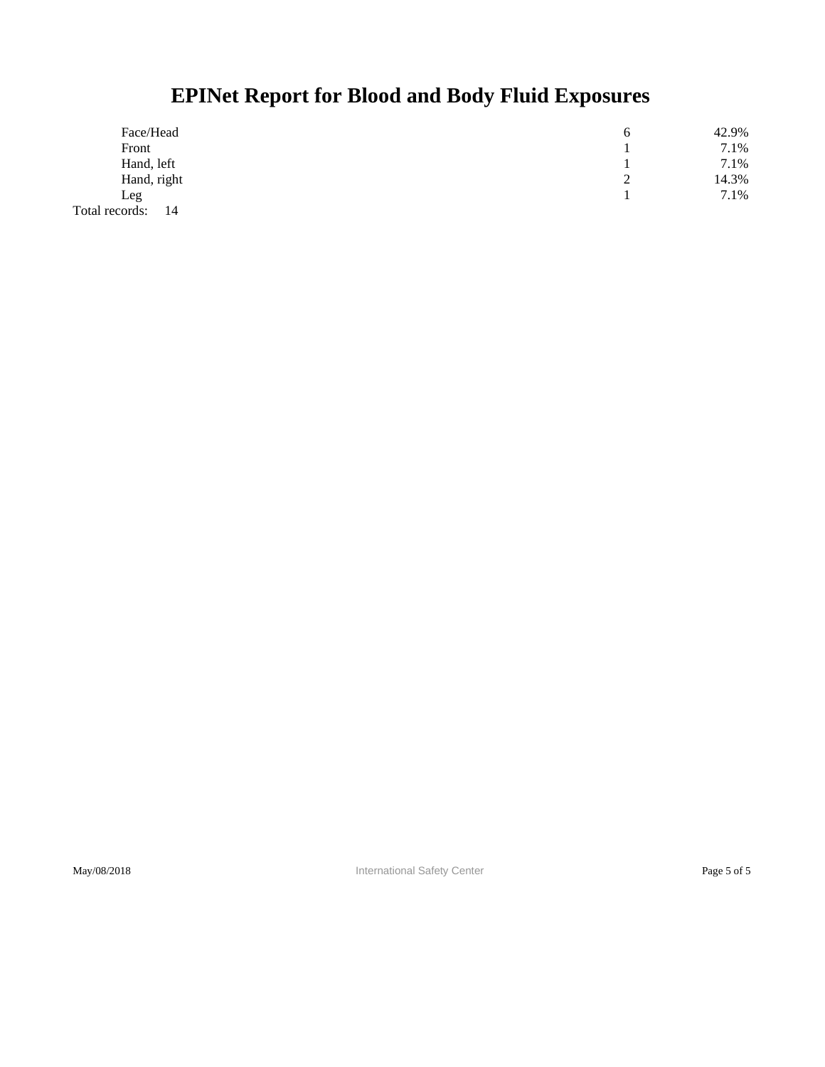# EPINet Report for Blood and Body Fluid Exposures

| | | |
|---|---|---|
| Face/Head | 6 | 42.9% |
| Front | 1 | 7.1% |
| Hand, left | 1 | 7.1% |
| Hand, right | 2 | 14.3% |
| Leg | 1 | 7.1% |

Total records: 14